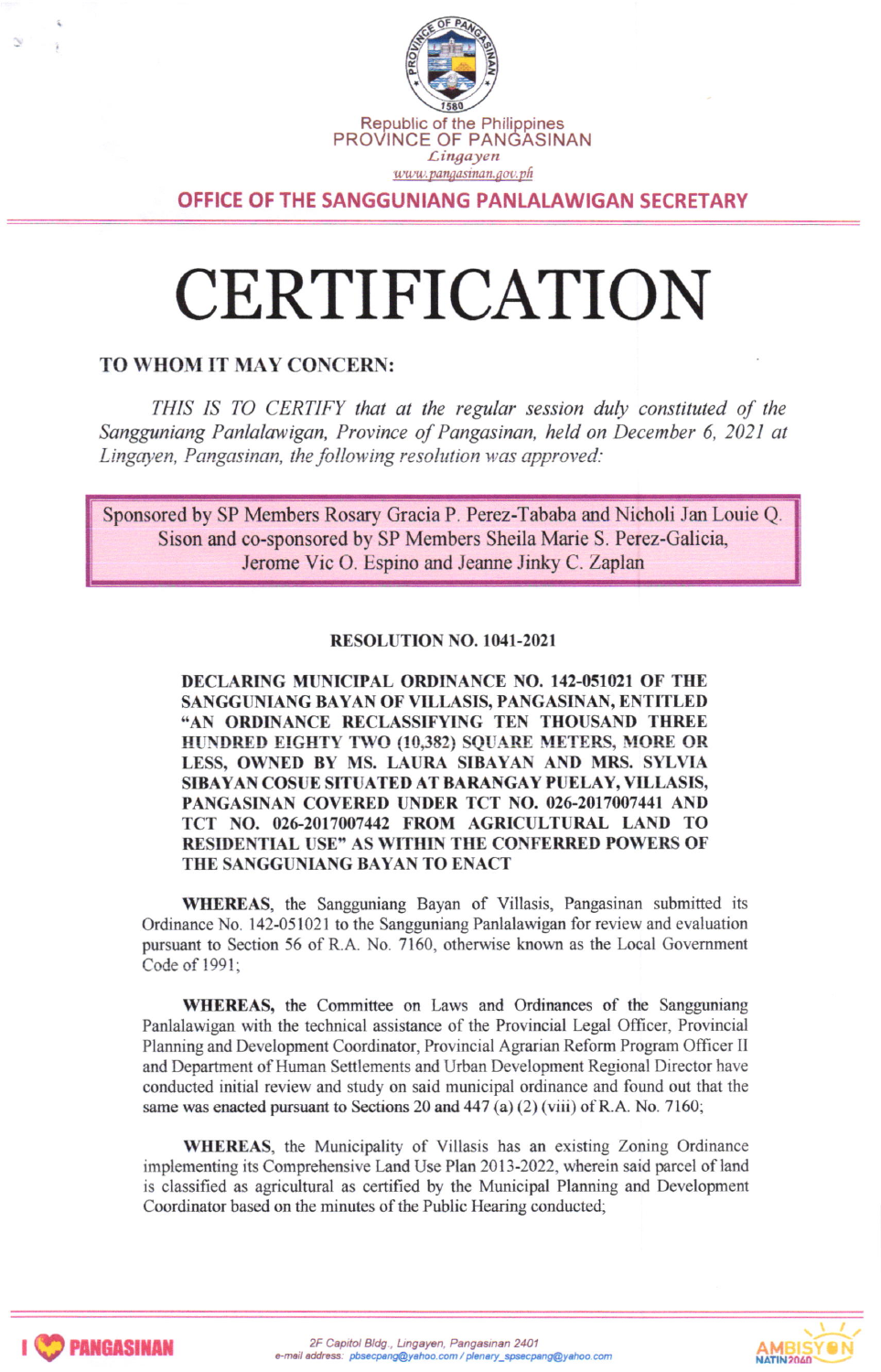Republic of the Philippines
PROVINCE OF PANGASINAN
*Lingayen*
www.pangasinan.gov.ph

**OFFICE OF THE SANGGUNIANG PANLALAWIGAN SECRETARY**

# CERTIFICATION

**TO WHOM IT MAY CONCERN:**

*THIS IS TO CERTIFY that at the regular session duly constituted of the Sangguniang Panlalawigan, Province of Pangasinan, held on December 6, 2021 at Lingayen, Pangasinan, the following resolution was approved:*

Sponsored by SP Members Rosary Gracia P. Perez-Tababa and Nicholi Jan Louie Q. Sison and co-sponsored by SP Members Sheila Marie S. Perez-Galicia, Jerome Vic O. Espino and Jeanne Jinky C. Zaplan

**RESOLUTION NO. 1041-2021**

**DECLARING MUNICIPAL ORDINANCE NO. 142-051021 OF THE SANGGUNIANG BAYAN OF VILLASIS, PANGASINAN, ENTITLED "AN ORDINANCE RECLASSIFYING TEN THOUSAND THREE HUNDRED EIGHTY TWO (10,382) SQUARE METERS, MORE OR LESS, OWNED BY MS. LAURA SIBAYAN AND MRS. SYLVIA SIBAYAN COSUE SITUATED AT BARANGAY PUELAY, VILLASIS, PANGASINAN COVERED UNDER TCT NO. 026-2017007441 AND TCT NO. 026-2017007442 FROM AGRICULTURAL LAND TO RESIDENTIAL USE" AS WITHIN THE CONFERRED POWERS OF THE SANGGUNIANG BAYAN TO ENACT**

**WHEREAS,** the Sangguniang Bayan of Villasis, Pangasinan submitted its Ordinance No. 142-051021 to the Sangguniang Panlalawigan for review and evaluation pursuant to Section 56 of R.A. No. 7160, otherwise known as the Local Government Code of 1991;

**WHEREAS,** the Committee on Laws and Ordinances of the Sangguniang Panlalawigan with the technical assistance of the Provincial Legal Officer, Provincial Planning and Development Coordinator, Provincial Agrarian Reform Program Officer II and Department of Human Settlements and Urban Development Regional Director have conducted initial review and study on said municipal ordinance and found out that the same was enacted pursuant to Sections 20 and 447 (a) (2) (viii) of R.A. No. 7160;

**WHEREAS,** the Municipality of Villasis has an existing Zoning Ordinance implementing its Comprehensive Land Use Plan 2013-2022, wherein said parcel of land is classified as agricultural as certified by the Municipal Planning and Development Coordinator based on the minutes of the Public Hearing conducted;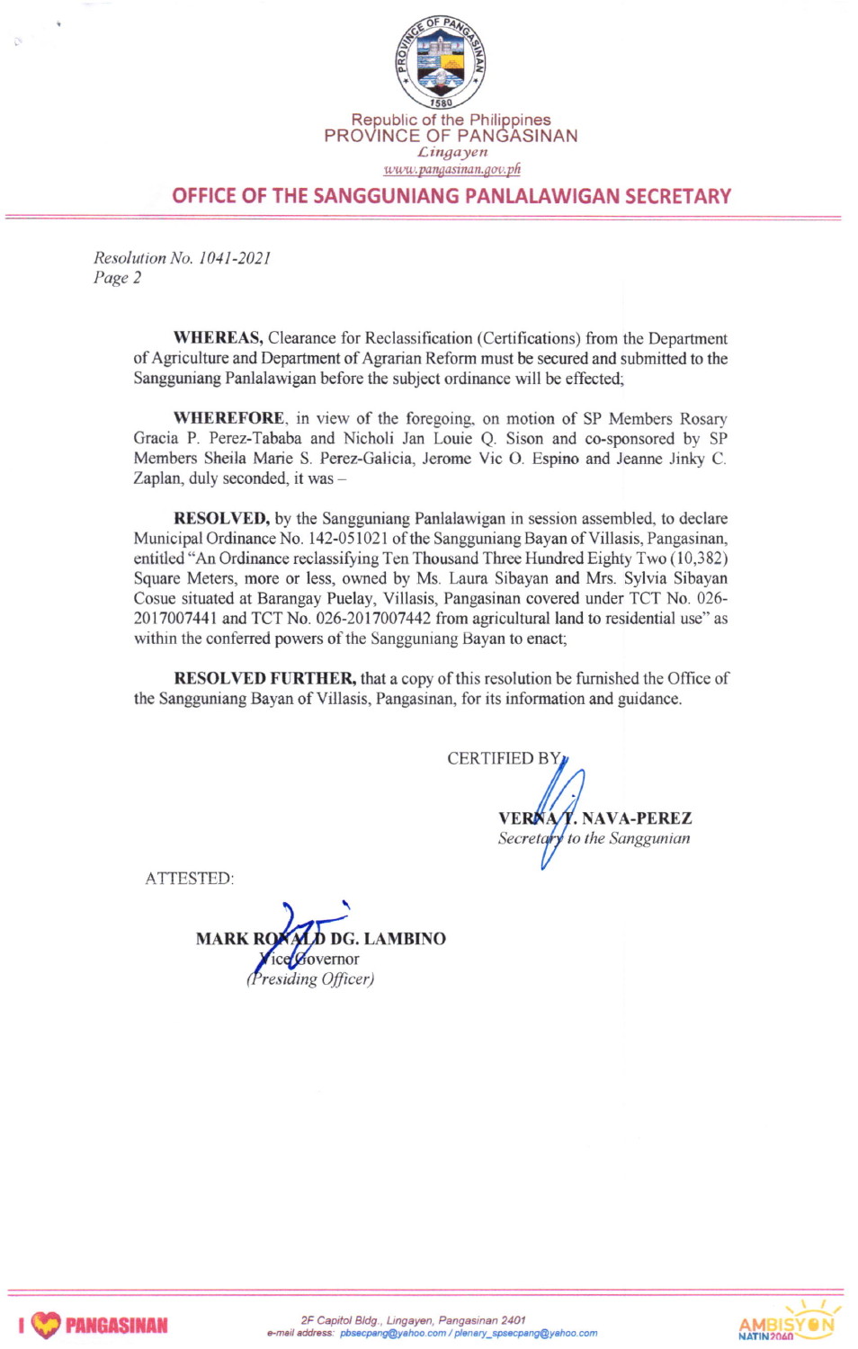Republic of the Philippines
PROVINCE OF PANGASINAN
*Lingayen*
*www.pangasinan.gov.ph*

## OFFICE OF THE SANGGUNIANG PANLALAWIGAN SECRETARY

*Resolution No. 1041-2021*
*Page 2*

**WHEREAS,** Clearance for Reclassification (Certifications) from the Department of Agriculture and Department of Agrarian Reform must be secured and submitted to the Sangguniang Panlalawigan before the subject ordinance will be effected;

**WHEREFORE**, in view of the foregoing, on motion of SP Members Rosary Gracia P. Perez-Tababa and Nicholi Jan Louie Q. Sison and co-sponsored by SP Members Sheila Marie S. Perez-Galicia, Jerome Vic O. Espino and Jeanne Jinky C. Zaplan, duly seconded, it was –

**RESOLVED,** by the Sangguniang Panlalawigan in session assembled, to declare Municipal Ordinance No. 142-051021 of the Sangguniang Bayan of Villasis, Pangasinan, entitled "An Ordinance reclassifying Ten Thousand Three Hundred Eighty Two (10,382) Square Meters, more or less, owned by Ms. Laura Sibayan and Mrs. Sylvia Sibayan Cosue situated at Barangay Puelay, Villasis, Pangasinan covered under TCT No. 026-2017007441 and TCT No. 026-2017007442 from agricultural land to residential use" as within the conferred powers of the Sangguniang Bayan to enact;

**RESOLVED FURTHER,** that a copy of this resolution be furnished the Office of the Sangguniang Bayan of Villasis, Pangasinan, for its information and guidance.

CERTIFIED BY:

**VERNA T. NAVA-PEREZ**
*Secretary to the Sanggunian*

ATTESTED:

**MARK RONALD DG. LAMBINO**
Vice Governor
*(Presiding Officer)*